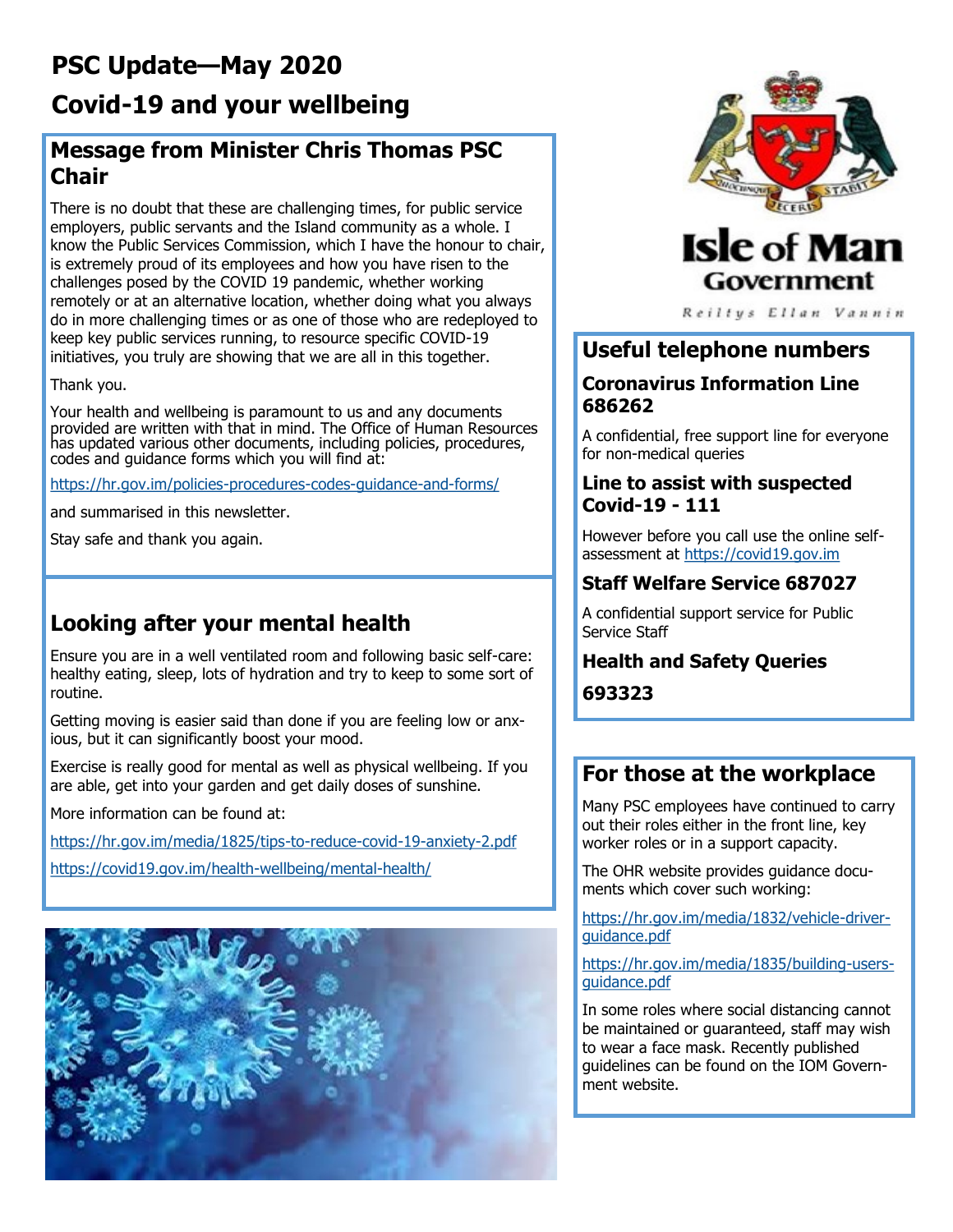# PSC Update—May 2020

# Covid-19 and your wellbeing

## Message from Minister Chris Thomas PSC Chair

There is no doubt that these are challenging times, for public service employers, public servants and the Island community as a whole. I know the Public Services Commission, which I have the honour to chair, is extremely proud of its employees and how you have risen to the challenges posed by the COVID 19 pandemic, whether working remotely or at an alternative location, whether doing what you always do in more challenging times or as one of those who are redeployed to keep key public services running, to resource specific COVID-19 initiatives, you truly are showing that we are all in this together.

Thank you.

Your health and wellbeing is paramount to us and any documents provided are written with that in mind. The Office of Human Resources has updated various other documents, including policies, procedures, codes and guidance forms which you will find at:

https://hr.gov.im/policies-procedures-codes-guidance-and-forms/

and summarised in this newsletter.

Stay safe and thank you again.

## Looking after your mental health

Ensure you are in a well ventilated room and following basic self-care: healthy eating, sleep, lots of hydration and try to keep to some sort of routine.

Getting moving is easier said than done if you are feeling low or anxious, but it can significantly boost your mood.

Exercise is really good for mental as well as physical wellbeing. If you are able, get into your garden and get daily doses of sunshine.

More information can be found at:

https://hr.gov.im/media/1825/tips-to-reduce-covid-19-anxiety-2.pdf

https://covid19.gov.im/health-wellbeing/mental-health/

Isle of Man Government

Reiltys Ellan Vannin

## Useful telephone numbers

### Coronavirus Information Line 686262

A confidential, free support line for everyone for non-medical queries

### Line to assist with suspected Covid-19 - 111

However before you call use the online self-assessment at https://covid19.gov.im

### Staff Welfare Service 687027

A confidential support service for Public Service Staff

### Health and Safety Queries

### 693323

## For those at the workplace

Many PSC employees have continued to carry out their roles either in the front line, key worker roles or in a support capacity.

The OHR website provides guidance documents which cover such working:

https://hr.gov.im/media/1832/vehicle-driver-guidance.pdf

https://hr.gov.im/media/1835/building-users-guidance.pdf

In some roles where social distancing cannot be maintained or guaranteed, staff may wish to wear a face mask. Recently published guidelines can be found on the IOM Government website.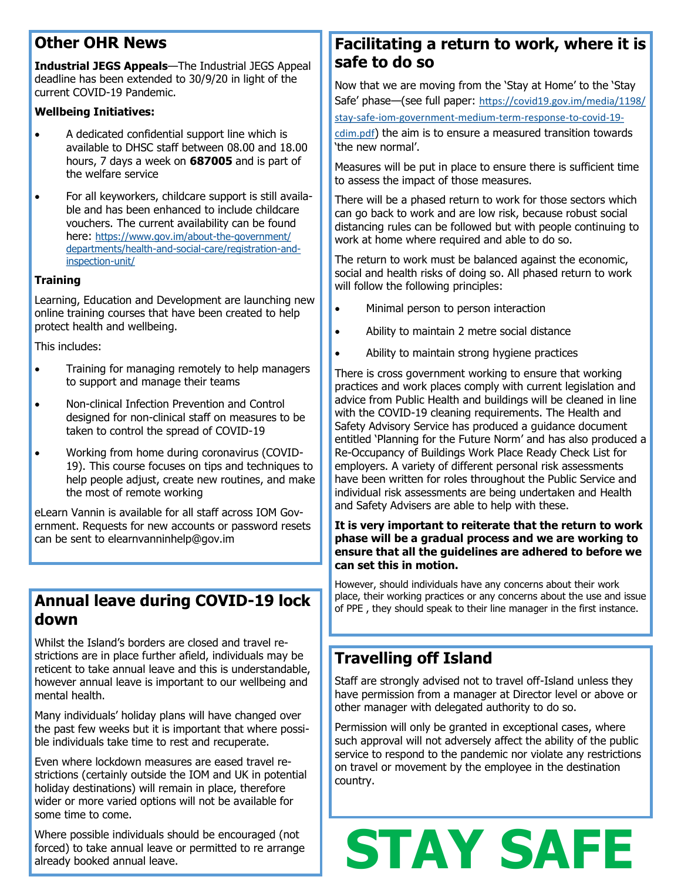## Other OHR News

**Industrial JEGS Appeals**—The Industrial JEGS Appeal deadline has been extended to 30/9/20 in light of the current COVID-19 Pandemic.

**Wellbeing Initiatives:**

- A dedicated confidential support line which is available to DHSC staff between 08.00 and 18.00 hours, 7 days a week on **687005** and is part of the welfare service
- For all keyworkers, childcare support is still available and has been enhanced to include childcare vouchers. The current availability can be found here: https://www.gov.im/about-the-government/departments/health-and-social-care/registration-and-inspection-unit/

**Training**

Learning, Education and Development are launching new online training courses that have been created to help protect health and wellbeing.

This includes:

- Training for managing remotely to help managers to support and manage their teams
- Non-clinical Infection Prevention and Control designed for non-clinical staff on measures to be taken to control the spread of COVID-19
- Working from home during coronavirus (COVID-19). This course focuses on tips and techniques to help people adjust, create new routines, and make the most of remote working

eLearn Vannin is available for all staff across IOM Government. Requests for new accounts or password resets can be sent to elearnvanninhelp@gov.im

## Annual leave during COVID-19 lock down

Whilst the Island's borders are closed and travel restrictions are in place further afield, individuals may be reticent to take annual leave and this is understandable, however annual leave is important to our wellbeing and mental health.

Many individuals' holiday plans will have changed over the past few weeks but it is important that where possible individuals take time to rest and recuperate.

Even where lockdown measures are eased travel restrictions (certainly outside the IOM and UK in potential holiday destinations) will remain in place, therefore wider or more varied options will not be available for some time to come.

Where possible individuals should be encouraged (not forced) to take annual leave or permitted to re arrange already booked annual leave.

## Facilitating a return to work, where it is safe to do so

Now that we are moving from the 'Stay at Home' to the 'Stay Safe' phase—(see full paper: https://covid19.gov.im/media/1198/stay-safe-iom-government-medium-term-response-to-covid-19-cdim.pdf) the aim is to ensure a measured transition towards 'the new normal'.

Measures will be put in place to ensure there is sufficient time to assess the impact of those measures.

There will be a phased return to work for those sectors which can go back to work and are low risk, because robust social distancing rules can be followed but with people continuing to work at home where required and able to do so.

The return to work must be balanced against the economic, social and health risks of doing so. All phased return to work will follow the following principles:

- Minimal person to person interaction
- Ability to maintain 2 metre social distance
- Ability to maintain strong hygiene practices

There is cross government working to ensure that working practices and work places comply with current legislation and advice from Public Health and buildings will be cleaned in line with the COVID-19 cleaning requirements. The Health and Safety Advisory Service has produced a guidance document entitled 'Planning for the Future Norm' and has also produced a Re-Occupancy of Buildings Work Place Ready Check List for employers. A variety of different personal risk assessments have been written for roles throughout the Public Service and individual risk assessments are being undertaken and Health and Safety Advisers are able to help with these.

**It is very important to reiterate that the return to work phase will be a gradual process and we are working to ensure that all the guidelines are adhered to before we can set this in motion.**

However, should individuals have any concerns about their work place, their working practices or any concerns about the use and issue of PPE , they should speak to their line manager in the first instance.

## Travelling off Island

Staff are strongly advised not to travel off-Island unless they have permission from a manager at Director level or above or other manager with delegated authority to do so.

Permission will only be granted in exceptional cases, where such approval will not adversely affect the ability of the public service to respond to the pandemic nor violate any restrictions on travel or movement by the employee in the destination country.

# STAY SAFE